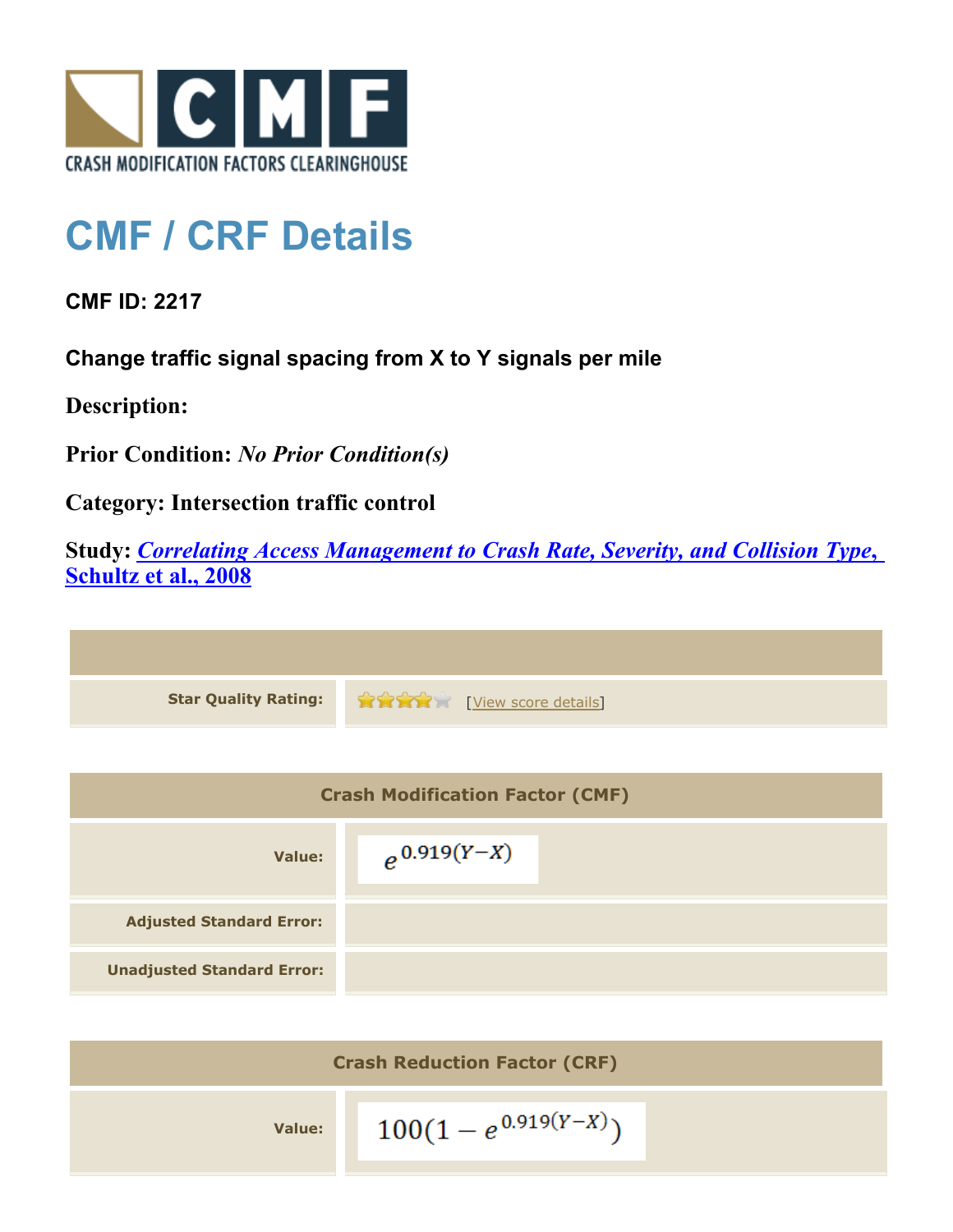# CMF / CRF Details

**CMF ID: 2217**

**Change traffic signal spacing from X to Y signals per mile**

**Description:**

**Prior Condition:** *No Prior Condition(s)*

**Category: Intersection traffic control**

**Study:** *[Correlating Access Management to Crash Rate, Severity, and Collision Type, Schultz et al., 2008]*

| | |
|---|---|
| **Star Quality Rating:** | ★★★★☆ [View score details] |

| Crash Modification Factor (CMF) | |
|---|---|
| **Value:** | $e^{0.919(Y-X)}$ |
| **Adjusted Standard Error:** | |
| **Unadjusted Standard Error:** | |

| Crash Reduction Factor (CRF) | |
|---|---|
| **Value:** | $100(1-e^{0.919(Y-X)})$ |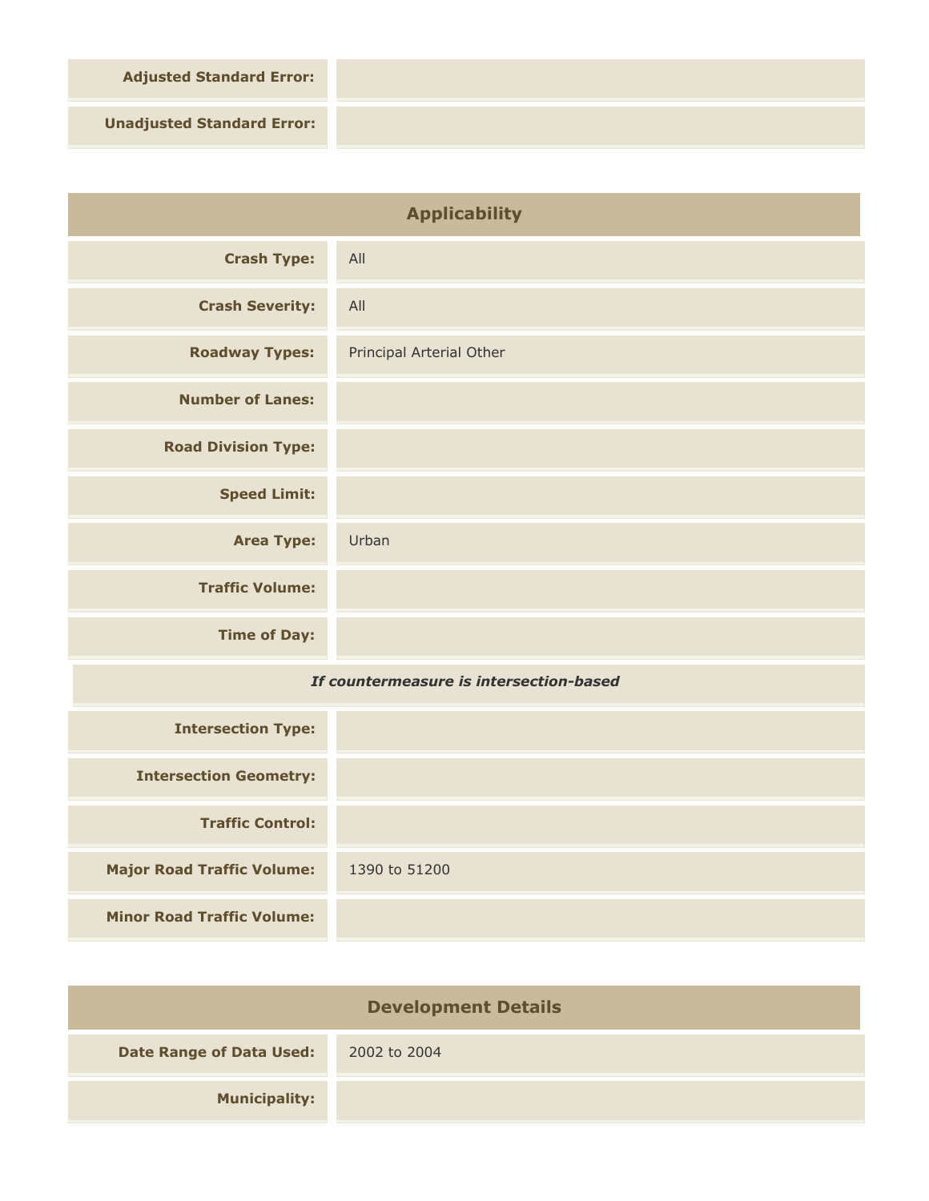| | |
|---|---|
| **Adjusted Standard Error:** | |
| **Unadjusted Standard Error:** | |

## Applicability

| | |
|---|---|
| **Crash Type:** | All |
| **Crash Severity:** | All |
| **Roadway Types:** | Principal Arterial Other |
| **Number of Lanes:** | |
| **Road Division Type:** | |
| **Speed Limit:** | |
| **Area Type:** | Urban |
| **Traffic Volume:** | |
| **Time of Day:** | |

*If countermeasure is intersection-based*

| | |
|---|---|
| **Intersection Type:** | |
| **Intersection Geometry:** | |
| **Traffic Control:** | |
| **Major Road Traffic Volume:** | 1390 to 51200 |
| **Minor Road Traffic Volume:** | |

## Development Details

| | |
|---|---|
| **Date Range of Data Used:** | 2002 to 2004 |
| **Municipality:** | |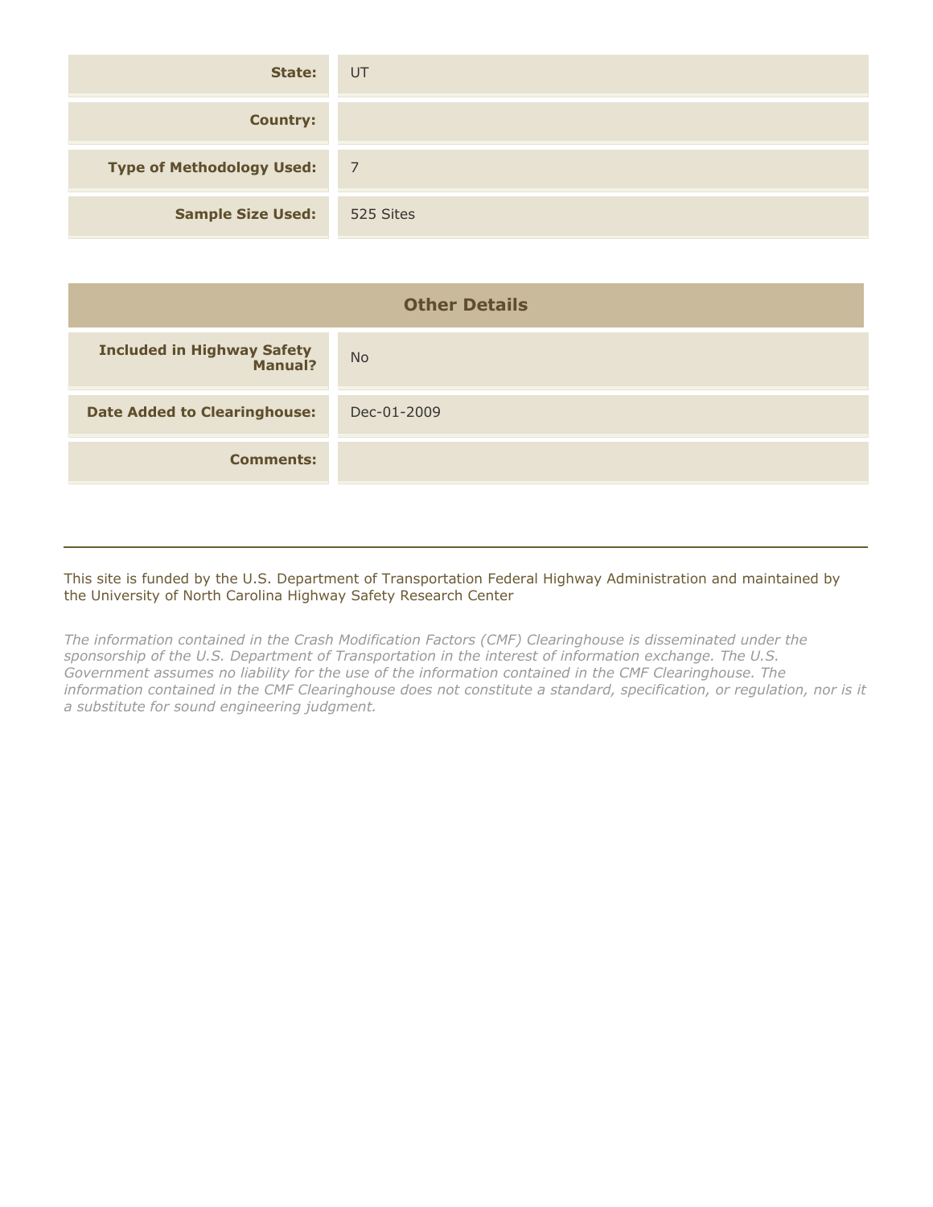| | |
|---|---|
| **State:** | UT |
| **Country:** | |
| **Type of Methodology Used:** | 7 |
| **Sample Size Used:** | 525 Sites |

## Other Details

| | |
|---|---|
| **Included in Highway Safety Manual?** | No |
| **Date Added to Clearinghouse:** | Dec-01-2009 |
| **Comments:** | |

---

This site is funded by the U.S. Department of Transportation Federal Highway Administration and maintained by the University of North Carolina Highway Safety Research Center

*The information contained in the Crash Modification Factors (CMF) Clearinghouse is disseminated under the sponsorship of the U.S. Department of Transportation in the interest of information exchange. The U.S. Government assumes no liability for the use of the information contained in the CMF Clearinghouse. The information contained in the CMF Clearinghouse does not constitute a standard, specification, or regulation, nor is it a substitute for sound engineering judgment.*